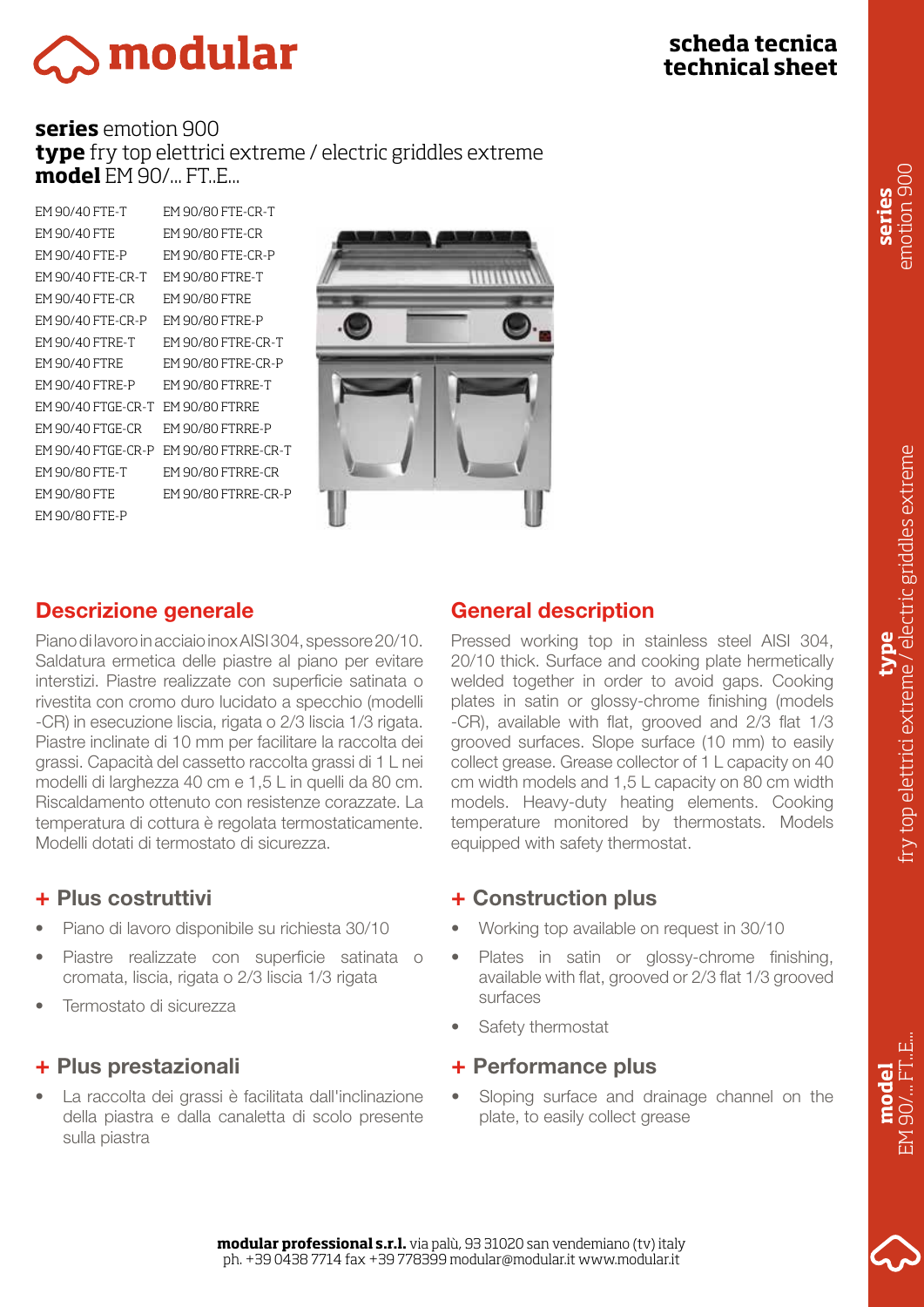# modular

**scheda tecnica**
**technical sheet**

**series** emotion 900
**type** fry top elettrici extreme / electric griddles extreme
**model** EM 90/... FT..E...

| | |
|---|---|
| EM 90/40 FTE-T | EM 90/80 FTE-CR-T |
| EM 90/40 FTE | EM 90/80 FTE-CR |
| EM 90/40 FTE-P | EM 90/80 FTE-CR-P |
| EM 90/40 FTE-CR-T | EM 90/80 FTRE-T |
| EM 90/40 FTE-CR | EM 90/80 FTRE |
| EM 90/40 FTE-CR-P | EM 90/80 FTRE-P |
| EM 90/40 FTRE-T | EM 90/80 FTRE-CR-T |
| EM 90/40 FTRE | EM 90/80 FTRE-CR |
| EM 90/40 FTRE-P | EM 90/80 FTRE-CR-P |
| EM 90/40 FTGE-CR-T | EM 90/80 FTRRE-T |
| EM 90/40 FTGE-CR | EM 90/80 FTRRE |
| EM 90/40 FTGE-CR-P | EM 90/80 FTRRE-P |
| EM 90/80 FTE-T | EM 90/80 FTRRE-CR-T |
| EM 90/80 FTE | EM 90/80 FTRRE-CR |
| EM 90/80 FTE-P | EM 90/80 FTRRE-CR-P |

## Descrizione generale

Piano di lavoro in acciaio inox AISI 304, spessore 20/10. Saldatura ermetica delle piastre al piano per evitare interstizi. Piastre realizzate con superficie satinata o rivestita con cromo duro lucidato a specchio (modelli -CR) in esecuzione liscia, rigata o 2/3 liscia 1/3 rigata. Piastre inclinate di 10 mm per facilitare la raccolta dei grassi. Capacità del cassetto raccolta grassi di 1 L nei modelli di larghezza 40 cm e 1,5 L in quelli da 80 cm. Riscaldamento ottenuto con resistenze corazzate. La temperatura di cottura è regolata termostaticamente. Modelli dotati di termostato di sicurezza.

## + Plus costruttivi

- Piano di lavoro disponibile su richiesta 30/10
- Piastre realizzate con superficie satinata o cromata, liscia, rigata o 2/3 liscia 1/3 rigata
- Termostato di sicurezza

## + Plus prestazionali

- La raccolta dei grassi è facilitata dall'inclinazione della piastra e dalla canaletta di scolo presente sulla piastra

## General description

Pressed working top in stainless steel AISI 304, 20/10 thick. Surface and cooking plate hermetically welded together in order to avoid gaps. Cooking plates in satin or glossy-chrome finishing (models -CR), available with flat, grooved and 2/3 flat 1/3 grooved surfaces. Slope surface (10 mm) to easily collect grease. Grease collector of 1 L capacity on 40 cm width models and 1,5 L capacity on 80 cm width models. Heavy-duty heating elements. Cooking temperature monitored by thermostats. Models equipped with safety thermostat.

## + Construction plus

- Working top available on request in 30/10
- Plates in satin or glossy-chrome finishing, available with flat, grooved or 2/3 flat 1/3 grooved surfaces
- Safety thermostat

## + Performance plus

- Sloping surface and drainage channel on the plate, to easily collect grease

**modular professional s.r.l.** via palù, 93 31020 san vendemiano (tv) italy
ph. +39 0438 7714 fax +39 778399 modular@modular.it www.modular.it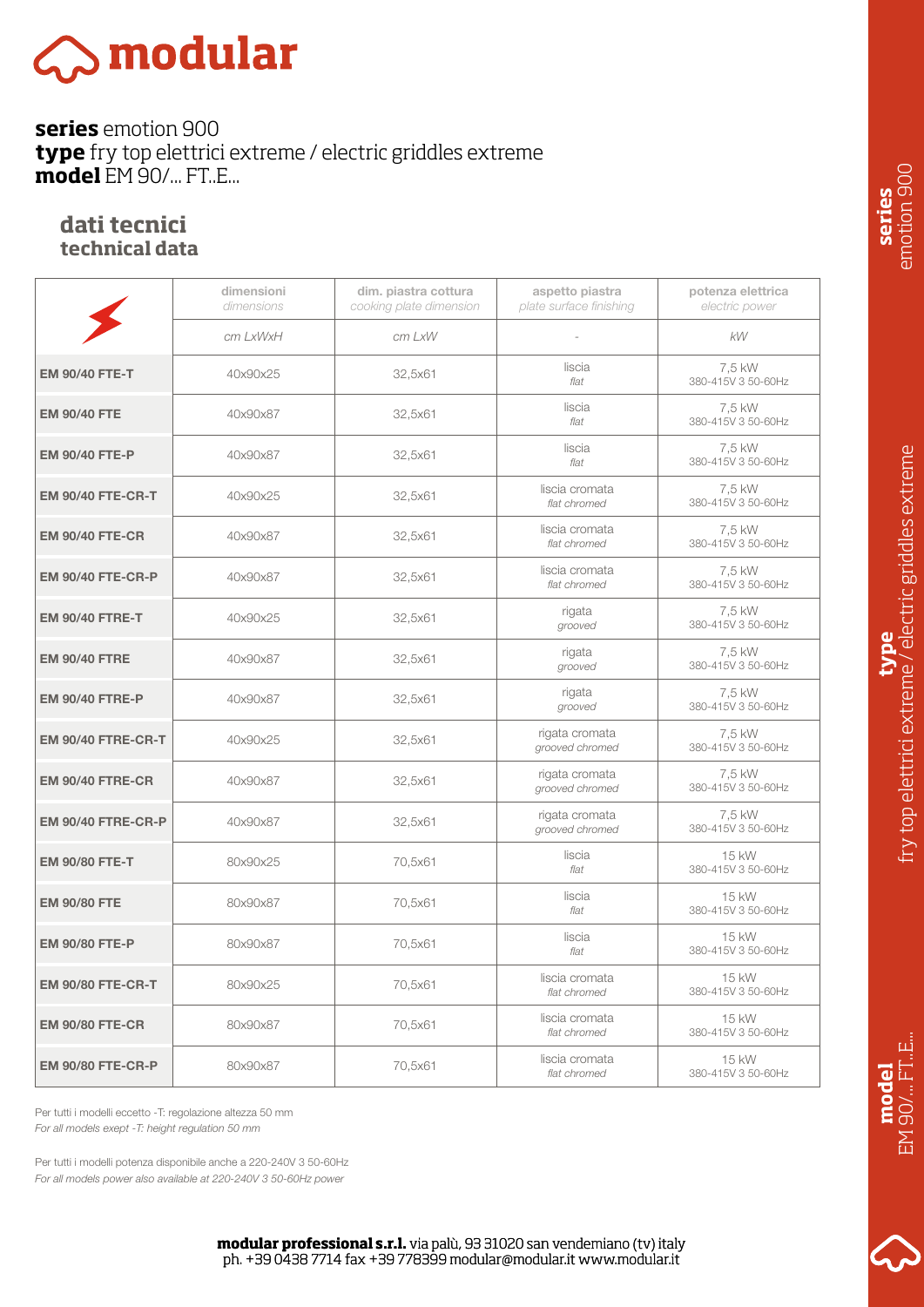# modular

**series** emotion 900
**type** fry top elettrici extreme / electric griddles extreme
**model** EM 90/... FT..E...

## dati tecnici
## technical data

| | dimensioni *dimensions* | dim. piastra cottura *cooking plate dimension* | aspetto piastra *plate surface finishing* | potenza elettrica *electric power* |
|---|---|---|---|---|
| | *cm LxWxH* | *cm LxW* | - | *kW* |
| **EM 90/40 FTE-T** | 40x90x25 | 32,5x61 | liscia *flat* | 7,5 kW 380-415V 3 50-60Hz |
| **EM 90/40 FTE** | 40x90x87 | 32,5x61 | liscia *flat* | 7,5 kW 380-415V 3 50-60Hz |
| **EM 90/40 FTE-P** | 40x90x87 | 32,5x61 | liscia *flat* | 7,5 kW 380-415V 3 50-60Hz |
| **EM 90/40 FTE-CR-T** | 40x90x25 | 32,5x61 | liscia cromata *flat chromed* | 7,5 kW 380-415V 3 50-60Hz |
| **EM 90/40 FTE-CR** | 40x90x87 | 32,5x61 | liscia cromata *flat chromed* | 7,5 kW 380-415V 3 50-60Hz |
| **EM 90/40 FTE-CR-P** | 40x90x87 | 32,5x61 | liscia cromata *flat chromed* | 7,5 kW 380-415V 3 50-60Hz |
| **EM 90/40 FTRE-T** | 40x90x25 | 32,5x61 | rigata *grooved* | 7,5 kW 380-415V 3 50-60Hz |
| **EM 90/40 FTRE** | 40x90x87 | 32,5x61 | rigata *grooved* | 7,5 kW 380-415V 3 50-60Hz |
| **EM 90/40 FTRE-P** | 40x90x87 | 32,5x61 | rigata *grooved* | 7,5 kW 380-415V 3 50-60Hz |
| **EM 90/40 FTRE-CR-T** | 40x90x25 | 32,5x61 | rigata cromata *grooved chromed* | 7,5 kW 380-415V 3 50-60Hz |
| **EM 90/40 FTRE-CR** | 40x90x87 | 32,5x61 | rigata cromata *grooved chromed* | 7,5 kW 380-415V 3 50-60Hz |
| **EM 90/40 FTRE-CR-P** | 40x90x87 | 32,5x61 | rigata cromata *grooved chromed* | 7,5 kW 380-415V 3 50-60Hz |
| **EM 90/80 FTE-T** | 80x90x25 | 70,5x61 | liscia *flat* | 15 kW 380-415V 3 50-60Hz |
| **EM 90/80 FTE** | 80x90x87 | 70,5x61 | liscia *flat* | 15 kW 380-415V 3 50-60Hz |
| **EM 90/80 FTE-P** | 80x90x87 | 70,5x61 | liscia *flat* | 15 kW 380-415V 3 50-60Hz |
| **EM 90/80 FTE-CR-T** | 80x90x25 | 70,5x61 | liscia cromata *flat chromed* | 15 kW 380-415V 3 50-60Hz |
| **EM 90/80 FTE-CR** | 80x90x87 | 70,5x61 | liscia cromata *flat chromed* | 15 kW 380-415V 3 50-60Hz |
| **EM 90/80 FTE-CR-P** | 80x90x87 | 70,5x61 | liscia cromata *flat chromed* | 15 kW 380-415V 3 50-60Hz |

Per tutti i modelli eccetto -T: regolazione altezza 50 mm
*For all models exept -T: height regulation 50 mm*

Per tutti i modelli potenza disponibile anche a 220-240V 3 50-60Hz
*For all models power also available at 220-240V 3 50-60Hz power*

**modular professional s.r.l.** via palù, 93 31020 san vendemiano (tv) italy
ph. +39 0438 7714 fax +39 778399 modular@modular.it www.modular.it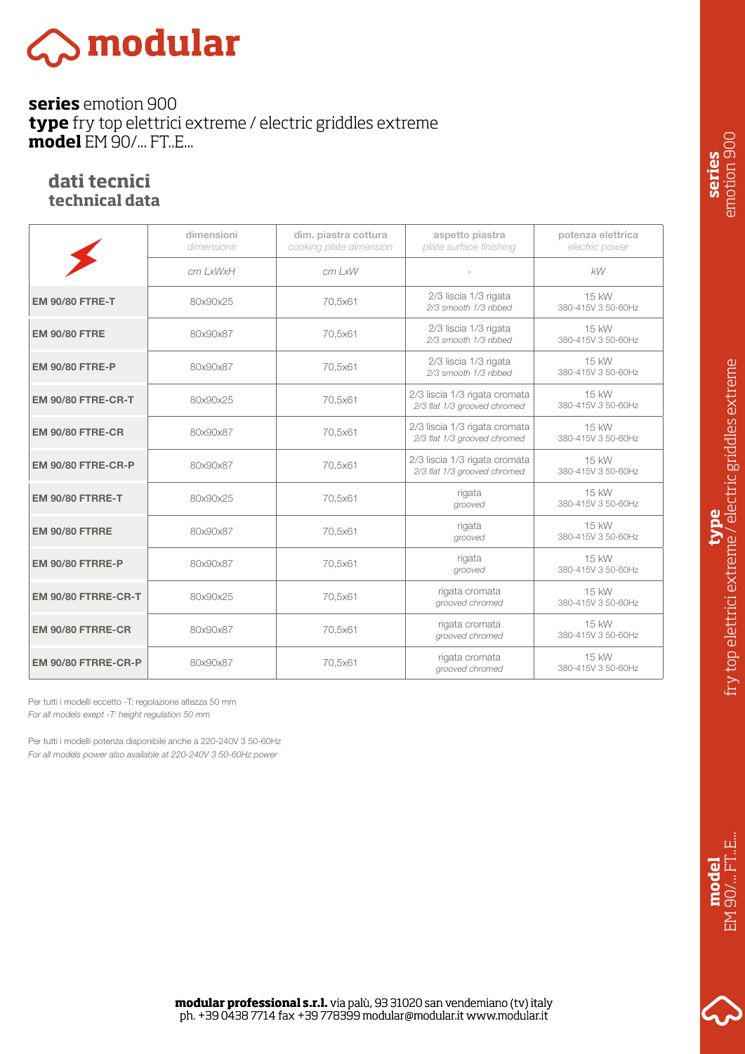# modular

**series** emotion 900
**type** fry top elettrici extreme / electric griddles extreme
**model** EM 90/... FT..E...

## dati tecnici
## technical data

| | dimensioni *dimensions* | dim. piastra cottura *cooking plate dimension* | aspetto piastra *plate surface finishing* | potenza elettrica *electric power* |
|---|---|---|---|---|
| | *cm LxWxH* | *cm LxW* | - | *kW* |
| **EM 90/80 FTRE-T** | 80x90x25 | 70,5x61 | 2/3 liscia 1/3 rigata *2/3 smooth 1/3 ribbed* | 15 kW 380-415V 3 50-60Hz |
| **EM 90/80 FTRE** | 80x90x87 | 70,5x61 | 2/3 liscia 1/3 rigata *2/3 smooth 1/3 ribbed* | 15 kW 380-415V 3 50-60Hz |
| **EM 90/80 FTRE-P** | 80x90x87 | 70,5x61 | 2/3 liscia 1/3 rigata *2/3 smooth 1/3 ribbed* | 15 kW 380-415V 3 50-60Hz |
| **EM 90/80 FTRE-CR-T** | 80x90x25 | 70,5x61 | 2/3 liscia 1/3 rigata cromata *2/3 flat 1/3 grooved chromed* | 15 kW 380-415V 3 50-60Hz |
| **EM 90/80 FTRE-CR** | 80x90x87 | 70,5x61 | 2/3 liscia 1/3 rigata cromata *2/3 flat 1/3 grooved chromed* | 15 kW 380-415V 3 50-60Hz |
| **EM 90/80 FTRE-CR-P** | 80x90x87 | 70,5x61 | 2/3 liscia 1/3 rigata cromata *2/3 flat 1/3 grooved chromed* | 15 kW 380-415V 3 50-60Hz |
| **EM 90/80 FTRRE-T** | 80x90x25 | 70,5x61 | rigata *grooved* | 15 kW 380-415V 3 50-60Hz |
| **EM 90/80 FTRRE** | 80x90x87 | 70,5x61 | rigata *grooved* | 15 kW 380-415V 3 50-60Hz |
| **EM 90/80 FTRRE-P** | 80x90x87 | 70,5x61 | rigata *grooved* | 15 kW 380-415V 3 50-60Hz |
| **EM 90/80 FTRRE-CR-T** | 80x90x25 | 70,5x61 | rigata cromata *grooved chromed* | 15 kW 380-415V 3 50-60Hz |
| **EM 90/80 FTRRE-CR** | 80x90x87 | 70,5x61 | rigata cromata *grooved chromed* | 15 kW 380-415V 3 50-60Hz |
| **EM 90/80 FTRRE-CR-P** | 80x90x87 | 70,5x61 | rigata cromata *grooved chromed* | 15 kW 380-415V 3 50-60Hz |

Per tutti i modelli eccetto -T: regolazione altezza 50 mm
*For all models exept -T: height regulation 50 mm*

Per tutti i modelli potenza disponibile anche a 220-240V 3 50-60Hz
*For all models power also available at 220-240V 3 50-60Hz power*

**modular professional s.r.l.** via palù, 93 31020 san vendemiano (tv) italy
ph. +39 0438 7714 fax +39 778399 modular@modular.it www.modular.it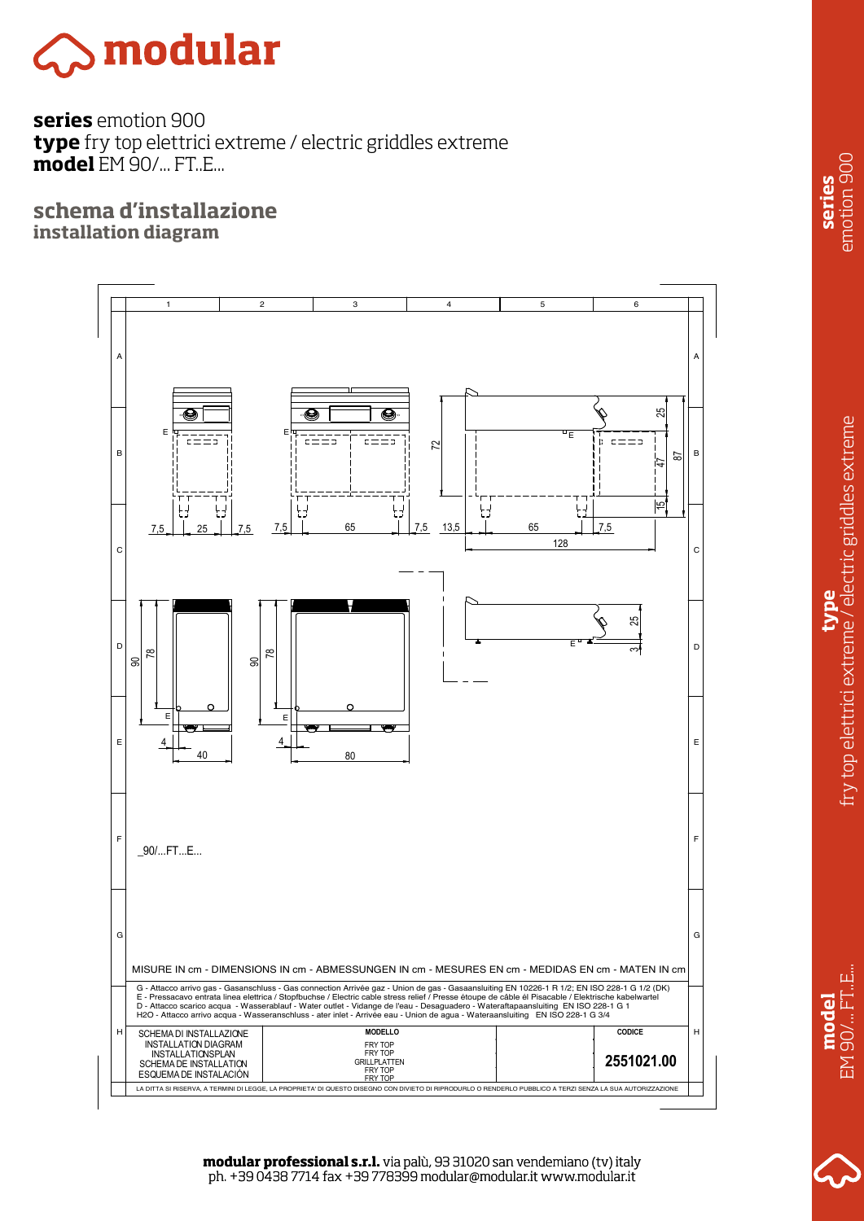# modular

**series** emotion 900
**type** fry top elettrici extreme / electric griddles extreme
**model** EM 90/... FT..E...

## schema d'installazione
### installation diagram

_90/...FT...E...

MISURE IN cm - DIMENSIONS IN cm - ABMESSUNGEN IN cm - MESURES EN cm - MEDIDAS EN cm - MATEN IN cm

G - Attacco arrivo gas - Gasanschluss - Gas connection Arrivée gaz - Union de gas - Gasaansluiting EN 10226-1 R 1/2; EN ISO 228-1 G 1/2 (DK)
E - Pressacavo entrata linea elettrica / Stopfbuchse / Electric cable stress relief / Presse étoupe de câble él Pisacable / Elektrische kabelwartel
D - Attacco scarico acqua - Wasserablauf - Water outlet - Vidange de l'eau - Desaguadero - Wateraftapaansluiting EN ISO 228-1 G 1
H2O - Attacco arrivo acqua - Wasseranschluss - ater inlet - Arrivée eau - Union de agua - Wateraansluiting EN ISO 228-1 G 3/4

| | MODELLO | | CODICE |
|---|---|---|---|
| SCHEMA DI INSTALLAZIONE<br>INSTALLATION DIAGRAM<br>INSTALLATIONSPLAN<br>SCHEMA DE INSTALLATION<br>ESQUEMA DE INSTALACIÓN | FRY TOP<br>FRY TOP<br>GRILLPLATTEN<br>FRY TOP<br>FRY TOP | | **2551021.00** |

LA DITTA SI RISERVA, A TERMINI DI LEGGE, LA PROPRIETA' DI QUESTO DISEGNO CON DIVIETO DI RIPRODURLO O RENDERLO PUBBLICO A TERZI SENZA LA SUA AUTORIZZAZIONE

**modular professional s.r.l.** via palù, 93 31020 san vendemiano (tv) italy
ph. +39 0438 7714 fax +39 778399 modular@modular.it www.modular.it